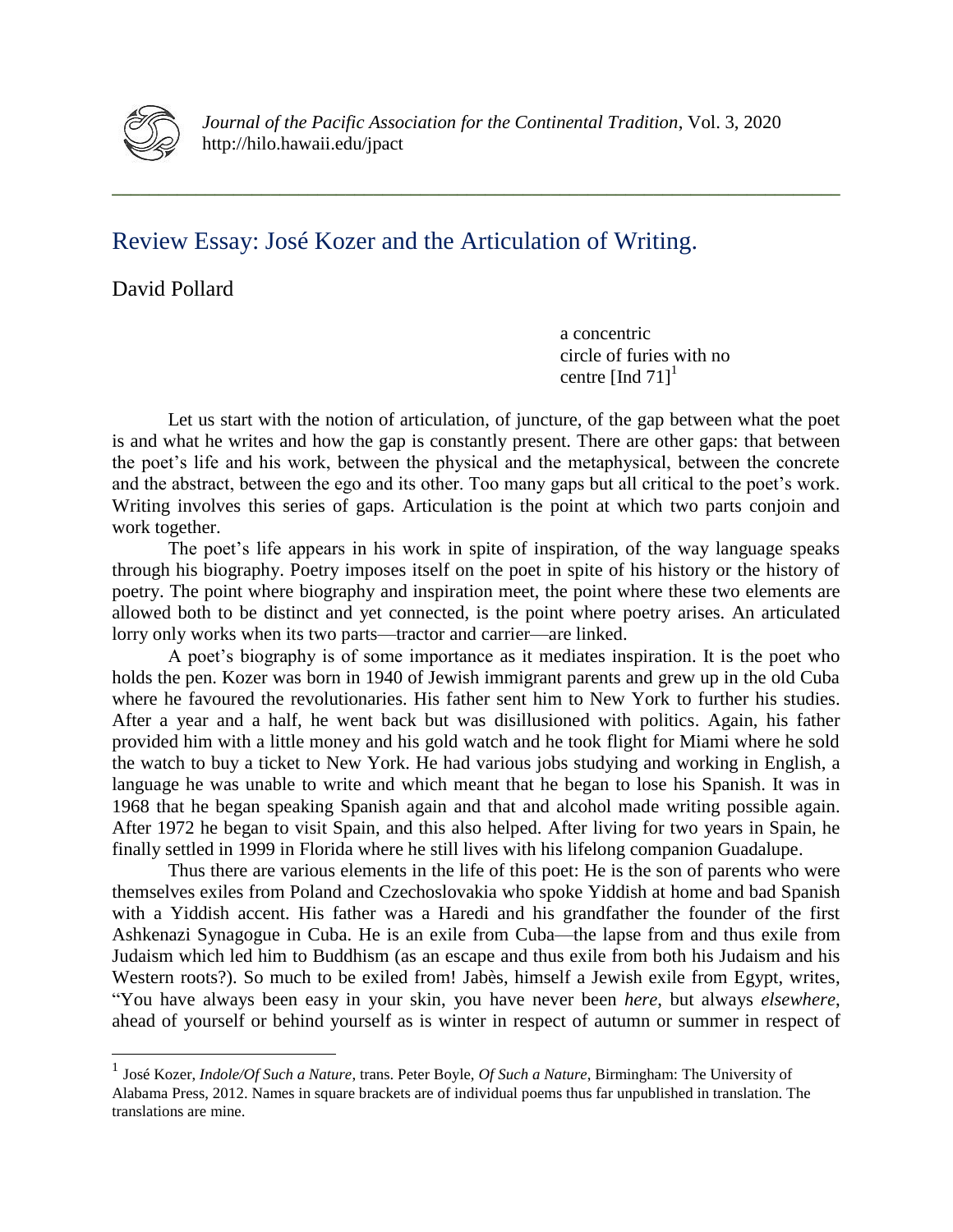# Review Essay: José Kozer and the Articulation of Writing.

David Pollard

> a concentric
> circle of furies with no
> centre [Ind 71][1]

Let us start with the notion of articulation, of juncture, of the gap between what the poet is and what he writes and how the gap is constantly present. There are other gaps: that between the poet's life and his work, between the physical and the metaphysical, between the concrete and the abstract, between the ego and its other. Too many gaps but all critical to the poet's work. Writing involves this series of gaps. Articulation is the point at which two parts conjoin and work together.

The poet's life appears in his work in spite of inspiration, of the way language speaks through his biography. Poetry imposes itself on the poet in spite of his history or the history of poetry. The point where biography and inspiration meet, the point where these two elements are allowed both to be distinct and yet connected, is the point where poetry arises. An articulated lorry only works when its two parts—tractor and carrier—are linked.

A poet's biography is of some importance as it mediates inspiration. It is the poet who holds the pen. Kozer was born in 1940 of Jewish immigrant parents and grew up in the old Cuba where he favoured the revolutionaries. His father sent him to New York to further his studies. After a year and a half, he went back but was disillusioned with politics. Again, his father provided him with a little money and his gold watch and he took flight for Miami where he sold the watch to buy a ticket to New York. He had various jobs studying and working in English, a language he was unable to write and which meant that he began to lose his Spanish. It was in 1968 that he began speaking Spanish again and that and alcohol made writing possible again. After 1972 he began to visit Spain, and this also helped. After living for two years in Spain, he finally settled in 1999 in Florida where he still lives with his lifelong companion Guadalupe.

Thus there are various elements in the life of this poet: He is the son of parents who were themselves exiles from Poland and Czechoslovakia who spoke Yiddish at home and bad Spanish with a Yiddish accent. His father was a Haredi and his grandfather the founder of the first Ashkenazi Synagogue in Cuba. He is an exile from Cuba—the lapse from and thus exile from Judaism which led him to Buddhism (as an escape and thus exile from both his Judaism and his Western roots?). So much to be exiled from! Jabès, himself a Jewish exile from Egypt, writes, "You have always been easy in your skin, you have never been *here*, but always *elsewhere*, ahead of yourself or behind yourself as is winter in respect of autumn or summer in respect of

[1] José Kozer, *Indole/Of Such a Nature*, trans. Peter Boyle, *Of Such a Nature*, Birmingham: The University of Alabama Press, 2012. Names in square brackets are of individual poems thus far unpublished in translation. The translations are mine.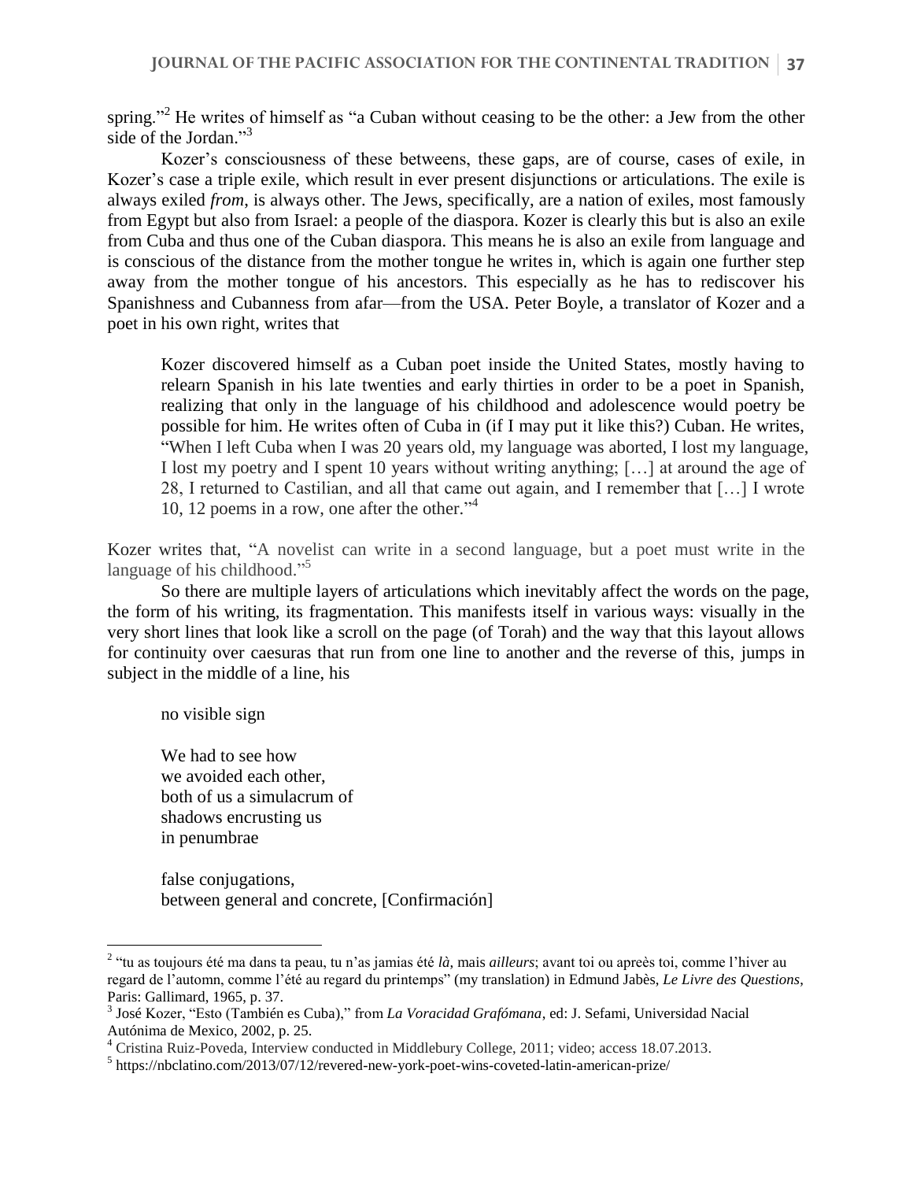spring."[2] He writes of himself as "a Cuban without ceasing to be the other: a Jew from the other side of the Jordan."[3]

Kozer's consciousness of these betweens, these gaps, are of course, cases of exile, in Kozer's case a triple exile, which result in ever present disjunctions or articulations. The exile is always exiled *from*, is always other. The Jews, specifically, are a nation of exiles, most famously from Egypt but also from Israel: a people of the diaspora. Kozer is clearly this but is also an exile from Cuba and thus one of the Cuban diaspora. This means he is also an exile from language and is conscious of the distance from the mother tongue he writes in, which is again one further step away from the mother tongue of his ancestors. This especially as he has to rediscover his Spanishness and Cubanness from afar—from the USA. Peter Boyle, a translator of Kozer and a poet in his own right, writes that

> Kozer discovered himself as a Cuban poet inside the United States, mostly having to relearn Spanish in his late twenties and early thirties in order to be a poet in Spanish, realizing that only in the language of his childhood and adolescence would poetry be possible for him. He writes often of Cuba in (if I may put it like this?) Cuban. He writes, "When I left Cuba when I was 20 years old, my language was aborted, I lost my language, I lost my poetry and I spent 10 years without writing anything; […] at around the age of 28, I returned to Castilian, and all that came out again, and I remember that […] I wrote 10, 12 poems in a row, one after the other."[4]

Kozer writes that, "A novelist can write in a second language, but a poet must write in the language of his childhood."[5]

So there are multiple layers of articulations which inevitably affect the words on the page, the form of his writing, its fragmentation. This manifests itself in various ways: visually in the very short lines that look like a scroll on the page (of Torah) and the way that this layout allows for continuity over caesuras that run from one line to another and the reverse of this, jumps in subject in the middle of a line, his

> no visible sign
>
> We had to see how
> we avoided each other,
> both of us a simulacrum of
> shadows encrusting us
> in penumbrae
>
> false conjugations,
> between general and concrete, [Confirmación]

---

[2] "tu as toujours été ma dans ta peau, tu n'as jamias été *là*, mais *ailleurs*; avant toi ou apreès toi, comme l'hiver au regard de l'automn, comme l'été au regard du printemps" (my translation) in Edmund Jabès, *Le Livre des Questions*, Paris: Gallimard, 1965, p. 37.

[3] José Kozer, "Esto (También es Cuba)," from *La Voracidad Grafómana*, ed: J. Sefami, Universidad Nacial Autónima de Mexico, 2002, p. 25.

[4] Cristina Ruiz-Poveda, Interview conducted in Middlebury College, 2011; video; access 18.07.2013.

[5] https://nbclatino.com/2013/07/12/revered-new-york-poet-wins-coveted-latin-american-prize/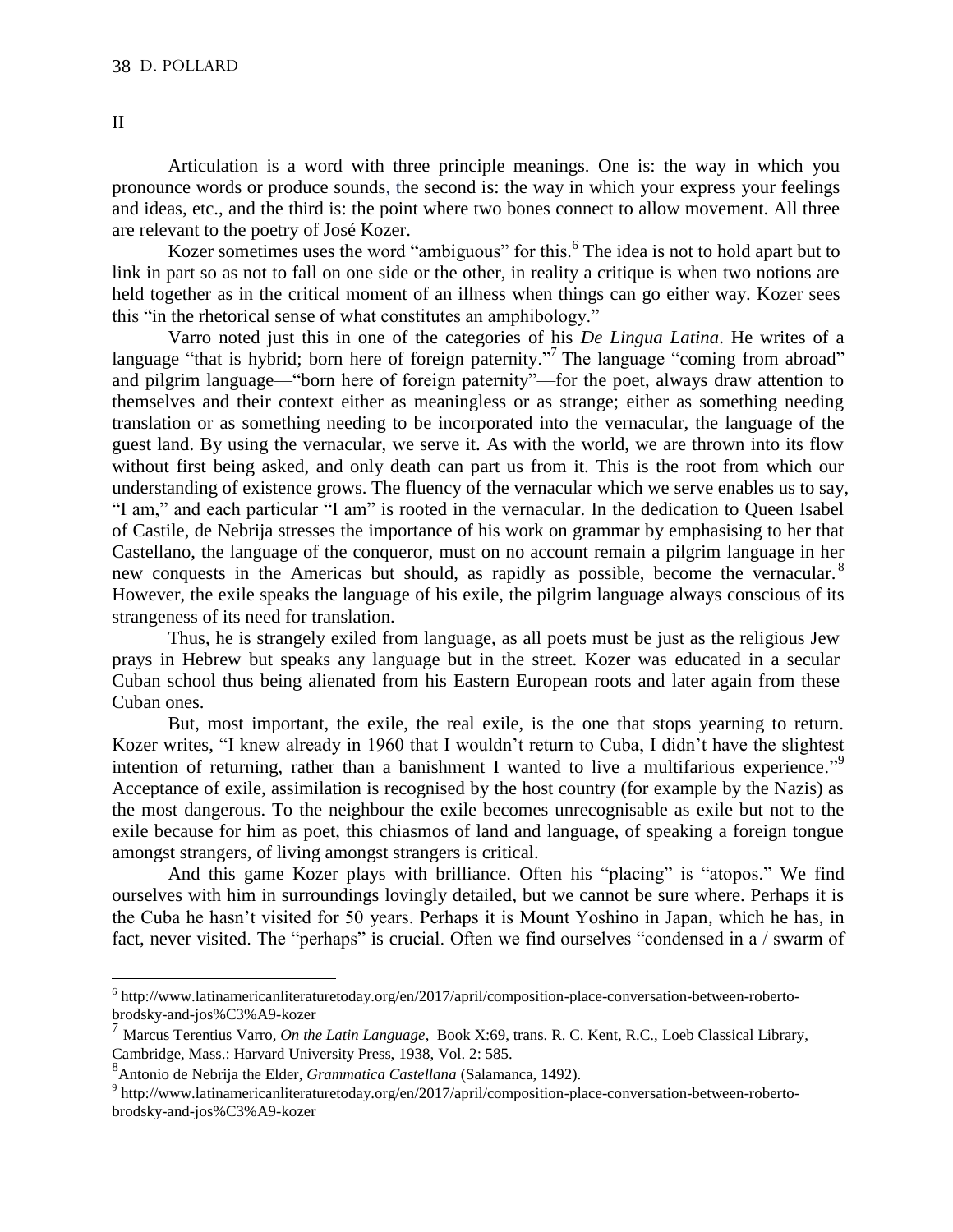II

Articulation is a word with three principle meanings. One is: the way in which you pronounce words or produce sounds, the second is: the way in which your express your feelings and ideas, etc., and the third is: the point where two bones connect to allow movement. All three are relevant to the poetry of José Kozer.

Kozer sometimes uses the word "ambiguous" for this.[6] The idea is not to hold apart but to link in part so as not to fall on one side or the other, in reality a critique is when two notions are held together as in the critical moment of an illness when things can go either way. Kozer sees this "in the rhetorical sense of what constitutes an amphibology."

Varro noted just this in one of the categories of his *De Lingua Latina*. He writes of a language "that is hybrid; born here of foreign paternity."[7] The language "coming from abroad" and pilgrim language—"born here of foreign paternity"—for the poet, always draw attention to themselves and their context either as meaningless or as strange; either as something needing translation or as something needing to be incorporated into the vernacular, the language of the guest land. By using the vernacular, we serve it. As with the world, we are thrown into its flow without first being asked, and only death can part us from it. This is the root from which our understanding of existence grows. The fluency of the vernacular which we serve enables us to say, "I am," and each particular "I am" is rooted in the vernacular. In the dedication to Queen Isabel of Castile, de Nebrija stresses the importance of his work on grammar by emphasising to her that Castellano, the language of the conqueror, must on no account remain a pilgrim language in her new conquests in the Americas but should, as rapidly as possible, become the vernacular.[8] However, the exile speaks the language of his exile, the pilgrim language always conscious of its strangeness of its need for translation.

Thus, he is strangely exiled from language, as all poets must be just as the religious Jew prays in Hebrew but speaks any language but in the street. Kozer was educated in a secular Cuban school thus being alienated from his Eastern European roots and later again from these Cuban ones.

But, most important, the exile, the real exile, is the one that stops yearning to return. Kozer writes, "I knew already in 1960 that I wouldn't return to Cuba, I didn't have the slightest intention of returning, rather than a banishment I wanted to live a multifarious experience."[9] Acceptance of exile, assimilation is recognised by the host country (for example by the Nazis) as the most dangerous. To the neighbour the exile becomes unrecognisable as exile but not to the exile because for him as poet, this chiasmos of land and language, of speaking a foreign tongue amongst strangers, of living amongst strangers is critical.

And this game Kozer plays with brilliance. Often his "placing" is "atopos." We find ourselves with him in surroundings lovingly detailed, but we cannot be sure where. Perhaps it is the Cuba he hasn't visited for 50 years. Perhaps it is Mount Yoshino in Japan, which he has, in fact, never visited. The "perhaps" is crucial. Often we find ourselves "condensed in a / swarm of

---

[6] http://www.latinamericanliteraturetoday.org/en/2017/april/composition-place-conversation-between-roberto-brodsky-and-jos%C3%A9-kozer

[7] Marcus Terentius Varro, *On the Latin Language*, Book X:69, trans. R. C. Kent, R.C., Loeb Classical Library, Cambridge, Mass.: Harvard University Press, 1938, Vol. 2: 585.

[8] Antonio de Nebrija the Elder, *Grammatica Castellana* (Salamanca, 1492).

[9] http://www.latinamericanliteraturetoday.org/en/2017/april/composition-place-conversation-between-roberto-brodsky-and-jos%C3%A9-kozer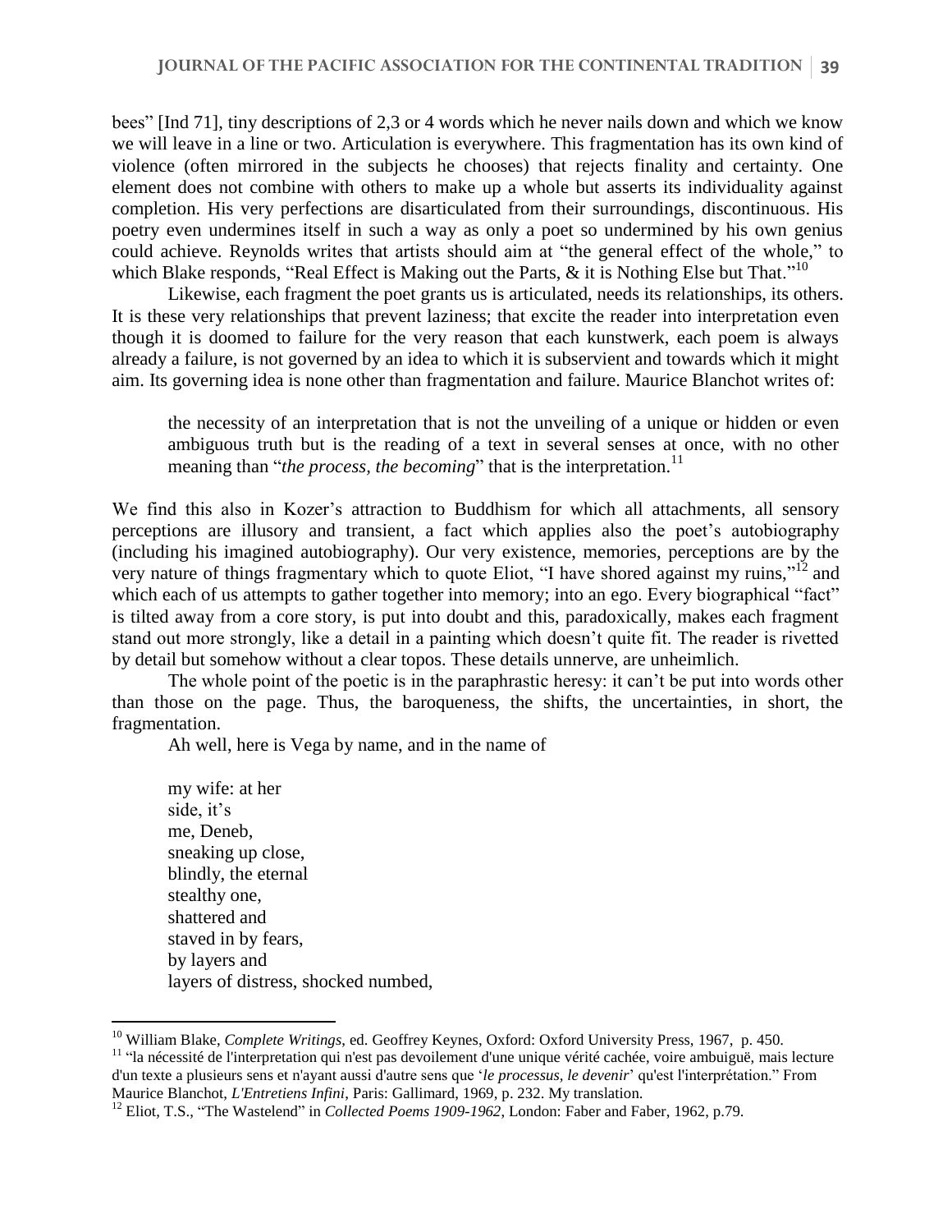bees" [Ind 71], tiny descriptions of 2,3 or 4 words which he never nails down and which we know we will leave in a line or two. Articulation is everywhere. This fragmentation has its own kind of violence (often mirrored in the subjects he chooses) that rejects finality and certainty. One element does not combine with others to make up a whole but asserts its individuality against completion. His very perfections are disarticulated from their surroundings, discontinuous. His poetry even undermines itself in such a way as only a poet so undermined by his own genius could achieve. Reynolds writes that artists should aim at "the general effect of the whole," to which Blake responds, "Real Effect is Making out the Parts, & it is Nothing Else but That."[10]

Likewise, each fragment the poet grants us is articulated, needs its relationships, its others. It is these very relationships that prevent laziness; that excite the reader into interpretation even though it is doomed to failure for the very reason that each kunstwerk, each poem is always already a failure, is not governed by an idea to which it is subservient and towards which it might aim. Its governing idea is none other than fragmentation and failure. Maurice Blanchot writes of:

> the necessity of an interpretation that is not the unveiling of a unique or hidden or even ambiguous truth but is the reading of a text in several senses at once, with no other meaning than "*the process, the becoming*" that is the interpretation.[11]

We find this also in Kozer's attraction to Buddhism for which all attachments, all sensory perceptions are illusory and transient, a fact which applies also the poet's autobiography (including his imagined autobiography). Our very existence, memories, perceptions are by the very nature of things fragmentary which to quote Eliot, "I have shored against my ruins,"[12] and which each of us attempts to gather together into memory; into an ego. Every biographical "fact" is tilted away from a core story, is put into doubt and this, paradoxically, makes each fragment stand out more strongly, like a detail in a painting which doesn't quite fit. The reader is rivetted by detail but somehow without a clear topos. These details unnerve, are unheimlich.

The whole point of the poetic is in the paraphrastic heresy: it can't be put into words other than those on the page. Thus, the baroqueness, the shifts, the uncertainties, in short, the fragmentation.

Ah well, here is Vega by name, and in the name of

> my wife: at her
> side, it's
> me, Deneb,
> sneaking up close,
> blindly, the eternal
> stealthy one,
> shattered and
> staved in by fears,
> by layers and
> layers of distress, shocked numbed,

---

[10] William Blake, *Complete Writings*, ed. Geoffrey Keynes, Oxford: Oxford University Press, 1967, p. 450.

[11] "la nécessité de l'interpretation qui n'est pas devoilement d'une unique vérité cachée, voire ambuiguë, mais lecture d'un texte a plusieurs sens et n'ayant aussi d'autre sens que '*le processus, le devenir*' qu'est l'interprétation." From Maurice Blanchot, *L'Entretiens Infini*, Paris: Gallimard, 1969, p. 232. My translation.

[12] Eliot, T.S., "The Wastelend" in *Collected Poems 1909-1962*, London: Faber and Faber, 1962, p.79.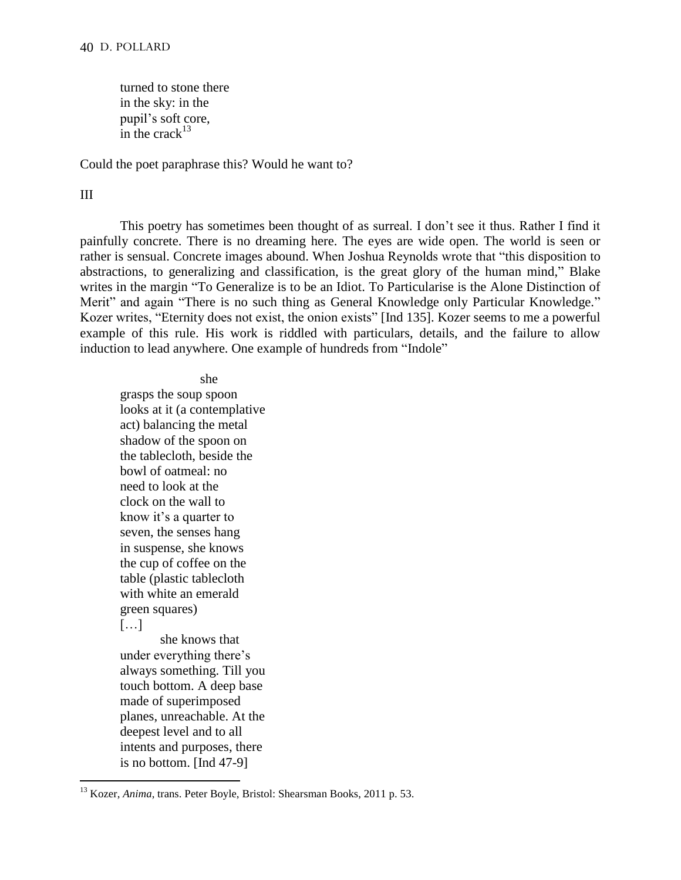turned to stone there  
in the sky: in the  
pupil's soft core,  
in the crack[13]

Could the poet paraphrase this? Would he want to?

III

This poetry has sometimes been thought of as surreal. I don't see it thus. Rather I find it painfully concrete. There is no dreaming here. The eyes are wide open. The world is seen or rather is sensual. Concrete images abound. When Joshua Reynolds wrote that "this disposition to abstractions, to generalizing and classification, is the great glory of the human mind," Blake writes in the margin "To Generalize is to be an Idiot. To Particularise is the Alone Distinction of Merit" and again "There is no such thing as General Knowledge only Particular Knowledge." Kozer writes, "Eternity does not exist, the onion exists" [Ind 135]. Kozer seems to me a powerful example of this rule. His work is riddled with particulars, details, and the failure to allow induction to lead anywhere. One example of hundreds from "Indole"

> she  
> grasps the soup spoon  
> looks at it (a contemplative  
> act) balancing the metal  
> shadow of the spoon on  
> the tablecloth, beside the  
> bowl of oatmeal: no  
> need to look at the  
> clock on the wall to  
> know it's a quarter to  
> seven, the senses hang  
> in suspense, she knows  
> the cup of coffee on the  
> table (plastic tablecloth  
> with white an emerald  
> green squares)  
> […]  
> she knows that  
> under everything there's  
> always something. Till you  
> touch bottom. A deep base  
> made of superimposed  
> planes, unreachable. At the  
> deepest level and to all  
> intents and purposes, there  
> is no bottom. [Ind 47-9]

[13] Kozer, *Anima*, trans. Peter Boyle, Bristol: Shearsman Books, 2011 p. 53.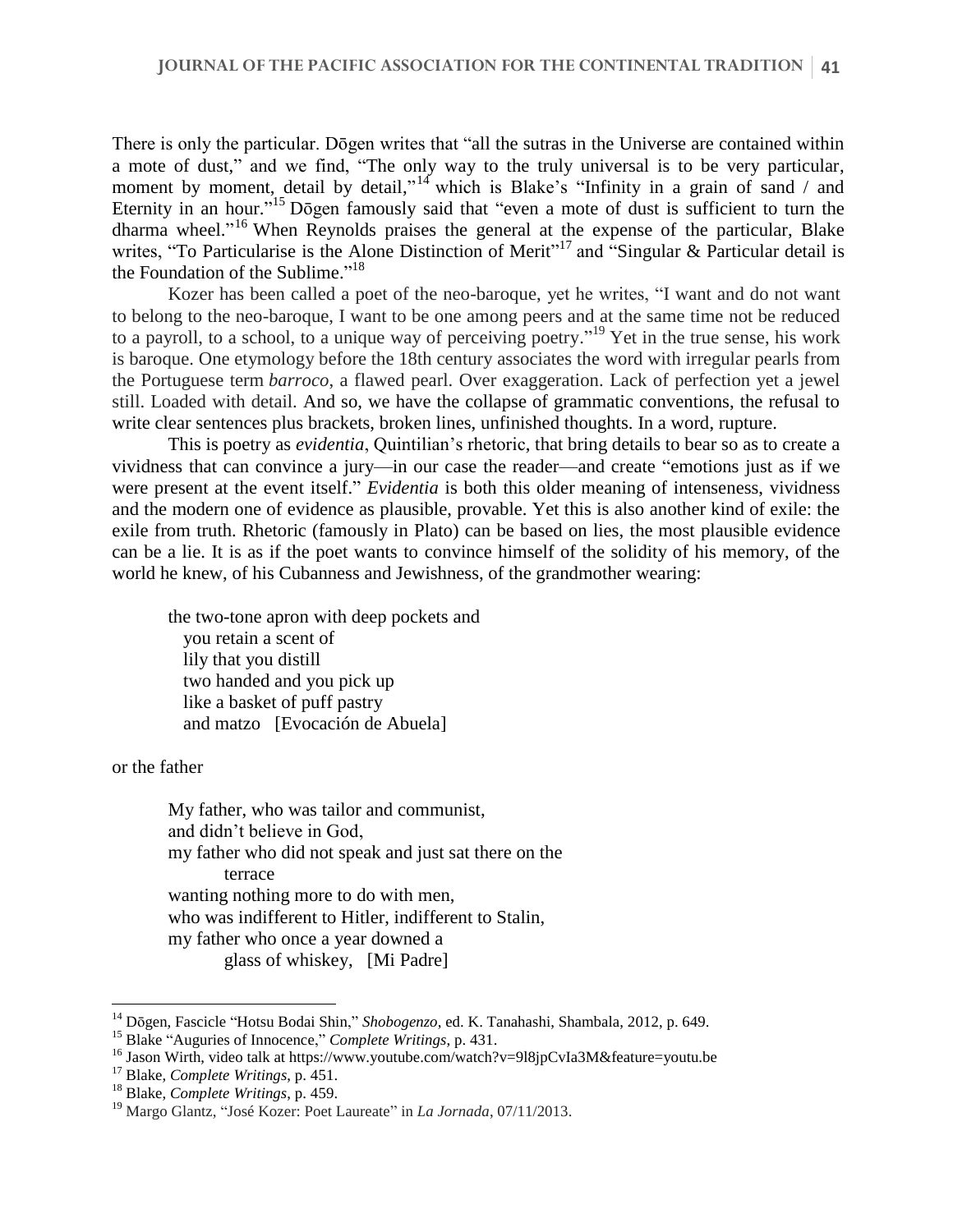There is only the particular. Dōgen writes that "all the sutras in the Universe are contained within a mote of dust," and we find, "The only way to the truly universal is to be very particular, moment by moment, detail by detail,"[14] which is Blake's "Infinity in a grain of sand / and Eternity in an hour."[15] Dōgen famously said that "even a mote of dust is sufficient to turn the dharma wheel."[16] When Reynolds praises the general at the expense of the particular, Blake writes, "To Particularise is the Alone Distinction of Merit"[17] and "Singular & Particular detail is the Foundation of the Sublime."[18]

Kozer has been called a poet of the neo-baroque, yet he writes, "I want and do not want to belong to the neo-baroque, I want to be one among peers and at the same time not be reduced to a payroll, to a school, to a unique way of perceiving poetry."[19] Yet in the true sense, his work is baroque. One etymology before the 18th century associates the word with irregular pearls from the Portuguese term *barroco*, a flawed pearl. Over exaggeration. Lack of perfection yet a jewel still. Loaded with detail. And so, we have the collapse of grammatic conventions, the refusal to write clear sentences plus brackets, broken lines, unfinished thoughts. In a word, rupture.

This is poetry as *evidentia*, Quintilian's rhetoric, that bring details to bear so as to create a vividness that can convince a jury—in our case the reader—and create "emotions just as if we were present at the event itself." *Evidentia* is both this older meaning of intenseness, vividness and the modern one of evidence as plausible, provable. Yet this is also another kind of exile: the exile from truth. Rhetoric (famously in Plato) can be based on lies, the most plausible evidence can be a lie. It is as if the poet wants to convince himself of the solidity of his memory, of the world he knew, of his Cubanness and Jewishness, of the grandmother wearing:

> the two-tone apron with deep pockets and
> you retain a scent of
> lily that you distill
> two handed and you pick up
> like a basket of puff pastry
> and matzo [Evocación de Abuela]

or the father

> My father, who was tailor and communist,
> and didn't believe in God,
> my father who did not speak and just sat there on the
> terrace
> wanting nothing more to do with men,
> who was indifferent to Hitler, indifferent to Stalin,
> my father who once a year downed a
> glass of whiskey, [Mi Padre]

---

[14] Dōgen, Fascicle "Hotsu Bodai Shin," *Shobogenzo*, ed. K. Tanahashi, Shambala, 2012, p. 649.

[15] Blake "Auguries of Innocence," *Complete Writings*, p. 431.

[16] Jason Wirth, video talk at https://www.youtube.com/watch?v=9l8jpCvIa3M&feature=youtu.be

[17] Blake, *Complete Writings*, p. 451.

[18] Blake, *Complete Writings*, p. 459.

[19] Margo Glantz, "José Kozer: Poet Laureate" in *La Jornada*, 07/11/2013.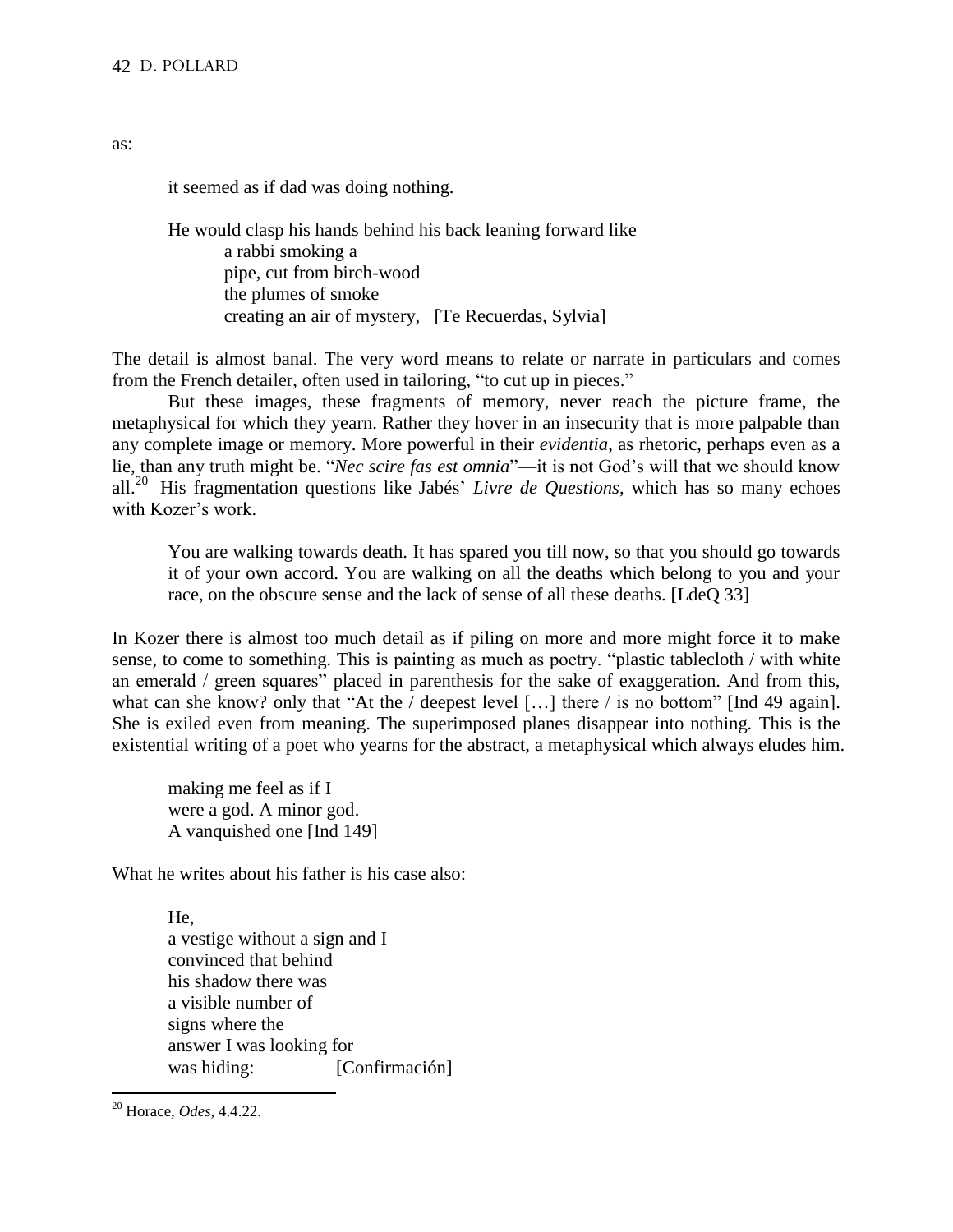as:

> it seemed as if dad was doing nothing.
>
> He would clasp his hands behind his back leaning forward like
>   a rabbi smoking a
>   pipe, cut from birch-wood
>   the plumes of smoke
>   creating an air of mystery,   [Te Recuerdas, Sylvia]

The detail is almost banal. The very word means to relate or narrate in particulars and comes from the French detailer, often used in tailoring, "to cut up in pieces."

But these images, these fragments of memory, never reach the picture frame, the metaphysical for which they yearn. Rather they hover in an insecurity that is more palpable than any complete image or memory. More powerful in their *evidentia*, as rhetoric, perhaps even as a lie, than any truth might be. "*Nec scire fas est omnia*"—it is not God's will that we should know all.[20] His fragmentation questions like Jabés' *Livre de Questions*, which has so many echoes with Kozer's work.

> You are walking towards death. It has spared you till now, so that you should go towards it of your own accord. You are walking on all the deaths which belong to you and your race, on the obscure sense and the lack of sense of all these deaths. [LdeQ 33]

In Kozer there is almost too much detail as if piling on more and more might force it to make sense, to come to something. This is painting as much as poetry. "plastic tablecloth / with white an emerald / green squares" placed in parenthesis for the sake of exaggeration. And from this, what can she know? only that "At the / deepest level […] there / is no bottom" [Ind 49 again]. She is exiled even from meaning. The superimposed planes disappear into nothing. This is the existential writing of a poet who yearns for the abstract, a metaphysical which always eludes him.

> making me feel as if I
> were a god. A minor god.
> A vanquished one [Ind 149]

What he writes about his father is his case also:

> He,
> a vestige without a sign and I
> convinced that behind
> his shadow there was
> a visible number of
> signs where the
> answer I was looking for
> was hiding:   [Confirmación]

[20] Horace, *Odes*, 4.4.22.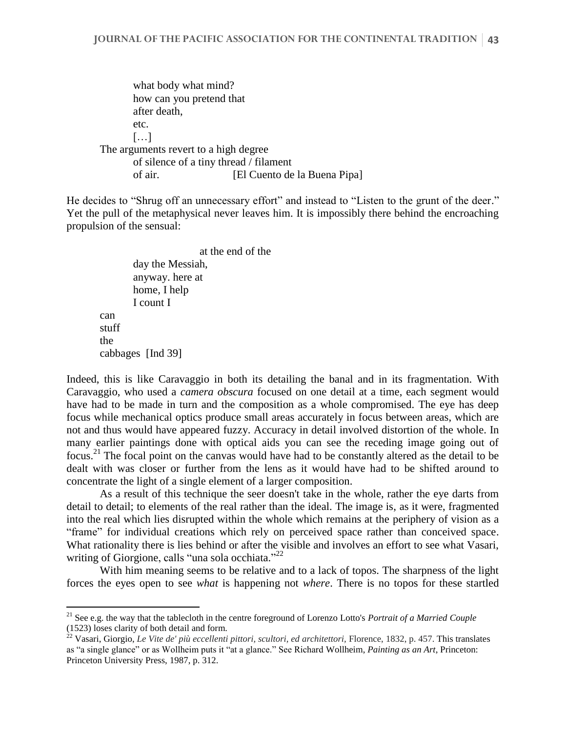what body what mind?  
how can you pretend that  
after death,  
etc.  
[…]  
The arguments revert to a high degree  
of silence of a tiny thread / filament  
of air. [El Cuento de la Buena Pipa]

He decides to "Shrug off an unnecessary effort" and instead to "Listen to the grunt of the deer." Yet the pull of the metaphysical never leaves him. It is impossibly there behind the encroaching propulsion of the sensual:

at the end of the  
day the Messiah,  
anyway. here at  
home, I help  
I count I  
can  
stuff  
the  
cabbages [Ind 39]

Indeed, this is like Caravaggio in both its detailing the banal and in its fragmentation. With Caravaggio, who used a *camera obscura* focused on one detail at a time, each segment would have had to be made in turn and the composition as a whole compromised. The eye has deep focus while mechanical optics produce small areas accurately in focus between areas, which are not and thus would have appeared fuzzy. Accuracy in detail involved distortion of the whole. In many earlier paintings done with optical aids you can see the receding image going out of focus.[21] The focal point on the canvas would have had to be constantly altered as the detail to be dealt with was closer or further from the lens as it would have had to be shifted around to concentrate the light of a single element of a larger composition.

As a result of this technique the seer doesn't take in the whole, rather the eye darts from detail to detail; to elements of the real rather than the ideal. The image is, as it were, fragmented into the real which lies disrupted within the whole which remains at the periphery of vision as a "frame" for individual creations which rely on perceived space rather than conceived space. What rationality there is lies behind or after the visible and involves an effort to see what Vasari, writing of Giorgione, calls "una sola occhiata."[22]

With him meaning seems to be relative and to a lack of topos. The sharpness of the light forces the eyes open to see *what* is happening not *where*. There is no topos for these startled

---

[21] See e.g. the way that the tablecloth in the centre foreground of Lorenzo Lotto's *Portrait of a Married Couple* (1523) loses clarity of both detail and form.

[22] Vasari, Giorgio, *Le Vite de' più eccellenti pittori, scultori, ed architettori*, Florence, 1832, p. 457. This translates as "a single glance" or as Wollheim puts it "at a glance." See Richard Wollheim, *Painting as an Art*, Princeton: Princeton University Press, 1987, p. 312.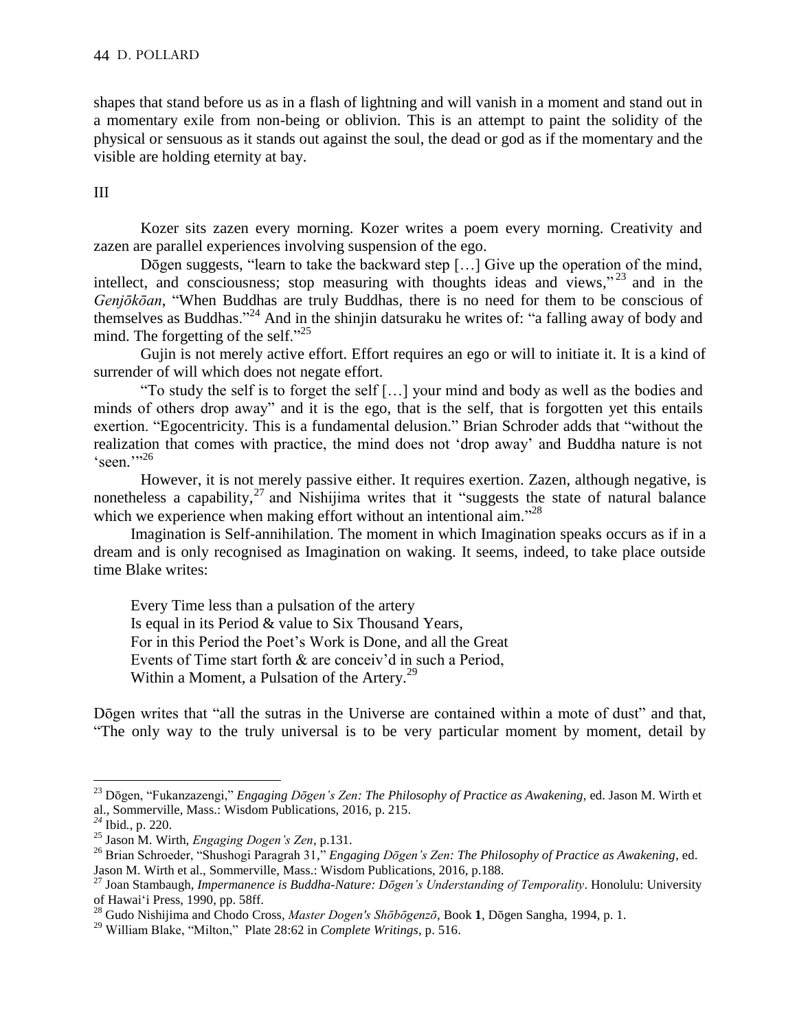shapes that stand before us as in a flash of lightning and will vanish in a moment and stand out in a momentary exile from non-being or oblivion. This is an attempt to paint the solidity of the physical or sensuous as it stands out against the soul, the dead or god as if the momentary and the visible are holding eternity at bay.

III

Kozer sits zazen every morning. Kozer writes a poem every morning. Creativity and zazen are parallel experiences involving suspension of the ego.

Dōgen suggests, "learn to take the backward step […] Give up the operation of the mind, intellect, and consciousness; stop measuring with thoughts ideas and views,"[23] and in the *Genjōkōan*, "When Buddhas are truly Buddhas, there is no need for them to be conscious of themselves as Buddhas."[24] And in the shinjin datsuraku he writes of: "a falling away of body and mind. The forgetting of the self."[25]

Gujin is not merely active effort. Effort requires an ego or will to initiate it. It is a kind of surrender of will which does not negate effort.

"To study the self is to forget the self […] your mind and body as well as the bodies and minds of others drop away" and it is the ego, that is the self, that is forgotten yet this entails exertion. "Egocentricity. This is a fundamental delusion." Brian Schroder adds that "without the realization that comes with practice, the mind does not 'drop away' and Buddha nature is not 'seen.'"[26]

However, it is not merely passive either. It requires exertion. Zazen, although negative, is nonetheless a capability,[27] and Nishijima writes that it "suggests the state of natural balance which we experience when making effort without an intentional aim."[28]

Imagination is Self-annihilation. The moment in which Imagination speaks occurs as if in a dream and is only recognised as Imagination on waking. It seems, indeed, to take place outside time Blake writes:

> Every Time less than a pulsation of the artery
> Is equal in its Period & value to Six Thousand Years,
> For in this Period the Poet's Work is Done, and all the Great
> Events of Time start forth & are conceiv'd in such a Period,
> Within a Moment, a Pulsation of the Artery.[29]

Dōgen writes that "all the sutras in the Universe are contained within a mote of dust" and that, "The only way to the truly universal is to be very particular moment by moment, detail by

---

[23] Dōgen, "Fukanzazengi," *Engaging Dōgen's Zen: The Philosophy of Practice as Awakening*, ed. Jason M. Wirth et al., Sommerville, Mass.: Wisdom Publications, 2016, p. 215.

[24] Ibid., p. 220.

[25] Jason M. Wirth, *Engaging Dogen's Zen*, p.131.

[26] Brian Schroeder, "Shushogi Paragrah 31," *Engaging Dōgen's Zen: The Philosophy of Practice as Awakening*, ed. Jason M. Wirth et al., Sommerville, Mass.: Wisdom Publications, 2016, p.188.

[27] Joan Stambaugh, *Impermanence is Buddha-Nature: Dōgen's Understanding of Temporality*. Honolulu: University of Hawaiʻi Press, 1990, pp. 58ff.

[28] Gudo Nishijima and Chodo Cross, *Master Dogen's Shōbōgenzō*, Book **1**, Dōgen Sangha, 1994, p. 1.

[29] William Blake, "Milton," Plate 28:62 in *Complete Writings*, p. 516.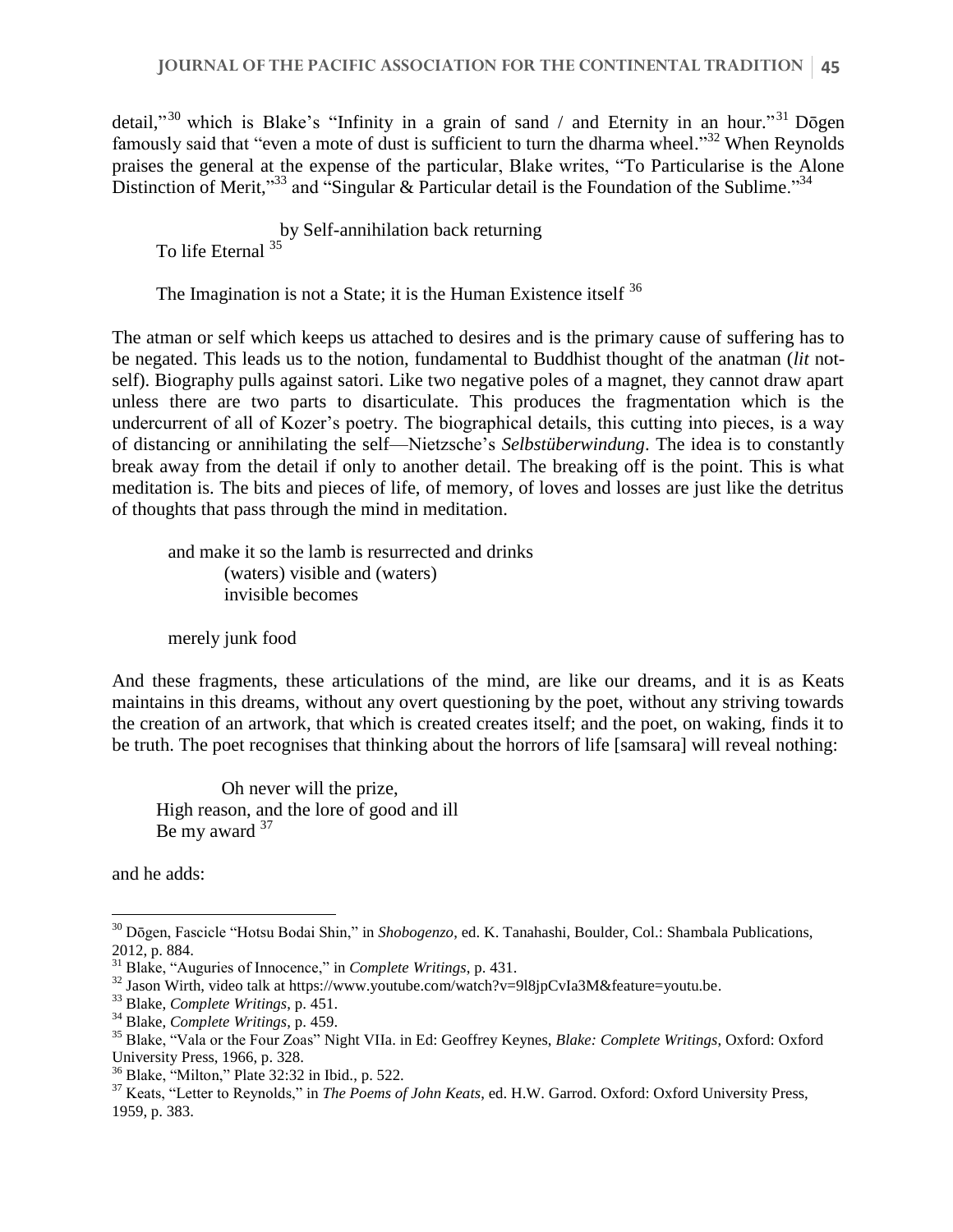detail,"[30] which is Blake's "Infinity in a grain of sand / and Eternity in an hour."[31] Dōgen famously said that "even a mote of dust is sufficient to turn the dharma wheel."[32] When Reynolds praises the general at the expense of the particular, Blake writes, "To Particularise is the Alone Distinction of Merit,"[33] and "Singular & Particular detail is the Foundation of the Sublime."[34]

> by Self-annihilation back returning
> To life Eternal [35]

> The Imagination is not a State; it is the Human Existence itself [36]

The atman or self which keeps us attached to desires and is the primary cause of suffering has to be negated. This leads us to the notion, fundamental to Buddhist thought of the anatman (*lit* not-self). Biography pulls against satori. Like two negative poles of a magnet, they cannot draw apart unless there are two parts to disarticulate. This produces the fragmentation which is the undercurrent of all of Kozer's poetry. The biographical details, this cutting into pieces, is a way of distancing or annihilating the self—Nietzsche's *Selbstüberwindung*. The idea is to constantly break away from the detail if only to another detail. The breaking off is the point. This is what meditation is. The bits and pieces of life, of memory, of loves and losses are just like the detritus of thoughts that pass through the mind in meditation.

> and make it so the lamb is resurrected and drinks
> (waters) visible and (waters)
> invisible becomes
>
> merely junk food

And these fragments, these articulations of the mind, are like our dreams, and it is as Keats maintains in this dreams, without any overt questioning by the poet, without any striving towards the creation of an artwork, that which is created creates itself; and the poet, on waking, finds it to be truth. The poet recognises that thinking about the horrors of life [samsara] will reveal nothing:

> Oh never will the prize,
> High reason, and the lore of good and ill
> Be my award [37]

and he adds:

---

[30] Dōgen, Fascicle "Hotsu Bodai Shin," in *Shobogenzo*, ed. K. Tanahashi, Boulder, Col.: Shambala Publications, 2012, p. 884.

[31] Blake, "Auguries of Innocence," in *Complete Writings*, p. 431.

[32] Jason Wirth, video talk at https://www.youtube.com/watch?v=9l8jpCvIa3M&feature=youtu.be.

[33] Blake, *Complete Writings*, p. 451.

[34] Blake, *Complete Writings*, p. 459.

[35] Blake, "Vala or the Four Zoas" Night VIIa. in Ed: Geoffrey Keynes, *Blake: Complete Writings*, Oxford: Oxford University Press, 1966, p. 328.

[36] Blake, "Milton," Plate 32:32 in Ibid., p. 522.

[37] Keats, "Letter to Reynolds," in *The Poems of John Keats*, ed. H.W. Garrod. Oxford: Oxford University Press, 1959, p. 383.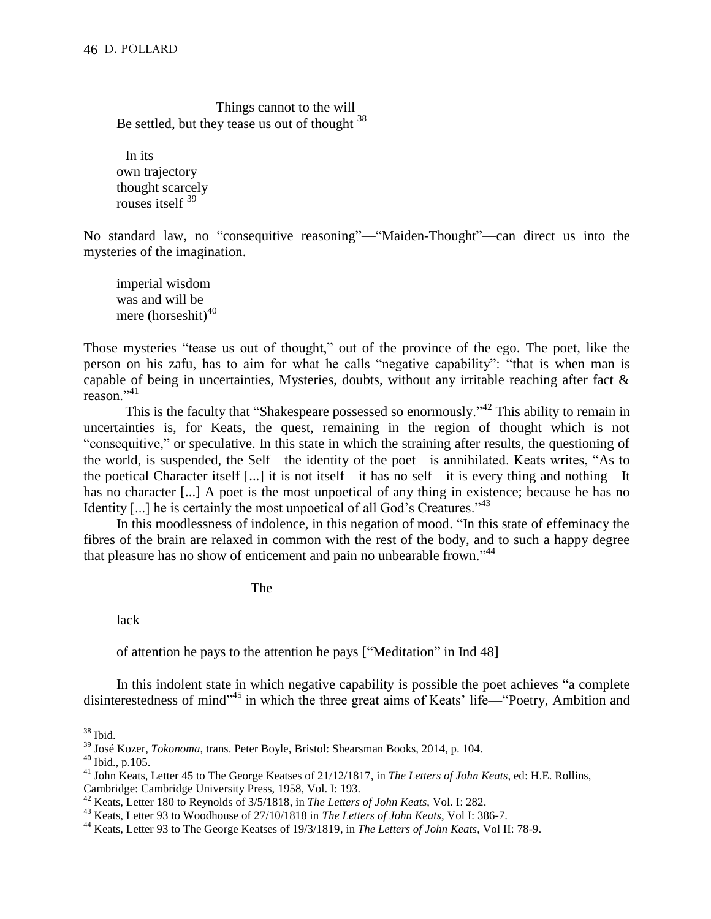Things cannot to the will
Be settled, but they tease us out of thought [38]

In its
own trajectory
thought scarcely
rouses itself [39]

No standard law, no "consequitive reasoning"—"Maiden-Thought"—can direct us into the mysteries of the imagination.

imperial wisdom
was and will be
mere (horseshit)[40]

Those mysteries "tease us out of thought," out of the province of the ego. The poet, like the person on his zafu, has to aim for what he calls "negative capability": "that is when man is capable of being in uncertainties, Mysteries, doubts, without any irritable reaching after fact & reason."[41]

This is the faculty that "Shakespeare possessed so enormously."[42] This ability to remain in uncertainties is, for Keats, the quest, remaining in the region of thought which is not "consequitive," or speculative. In this state in which the straining after results, the questioning of the world, is suspended, the Self—the identity of the poet—is annihilated. Keats writes, "As to the poetical Character itself [...] it is not itself—it has no self—it is every thing and nothing—It has no character [...] A poet is the most unpoetical of any thing in existence; because he has no Identity [...] he is certainly the most unpoetical of all God's Creatures."[43]

In this moodlessness of indolence, in this negation of mood. "In this state of effeminacy the fibres of the brain are relaxed in common with the rest of the body, and to such a happy degree that pleasure has no show of enticement and pain no unbearable frown."[44]

The

lack

of attention he pays to the attention he pays ["Meditation" in Ind 48]

In this indolent state in which negative capability is possible the poet achieves "a complete disinterestedness of mind"[45] in which the three great aims of Keats' life—"Poetry, Ambition and

---

[38] Ibid.

[39] José Kozer, *Tokonoma*, trans. Peter Boyle, Bristol: Shearsman Books, 2014, p. 104.

[40] Ibid., p.105.

[41] John Keats, Letter 45 to The George Keatses of 21/12/1817, in *The Letters of John Keats*, ed: H.E. Rollins, Cambridge: Cambridge University Press, 1958, Vol. I: 193.

[42] Keats, Letter 180 to Reynolds of 3/5/1818, in *The Letters of John Keats*, Vol. I: 282.

[43] Keats, Letter 93 to Woodhouse of 27/10/1818 in *The Letters of John Keats*, Vol I: 386-7.

[44] Keats, Letter 93 to The George Keatses of 19/3/1819, in *The Letters of John Keats*, Vol II: 78-9.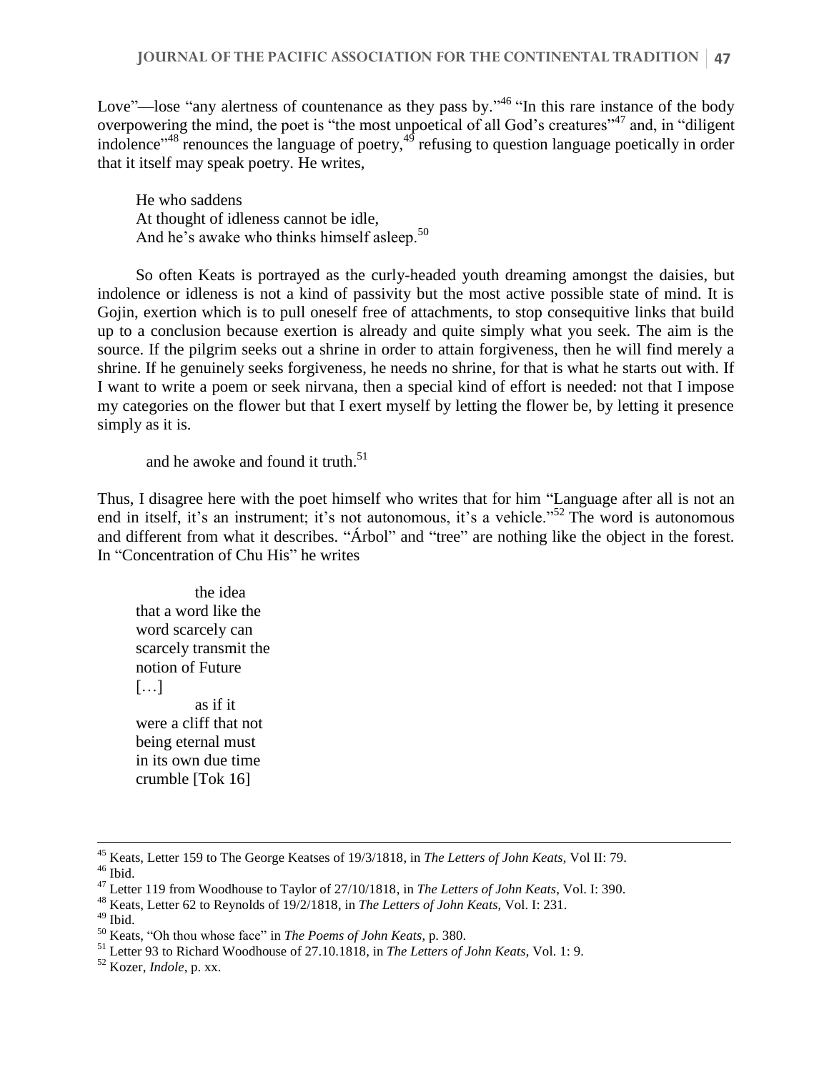Love"—lose "any alertness of countenance as they pass by."[46] "In this rare instance of the body overpowering the mind, the poet is "the most unpoetical of all God's creatures"[47] and, in "diligent indolence"[48] renounces the language of poetry,[49] refusing to question language poetically in order that it itself may speak poetry. He writes,

> He who saddens
> At thought of idleness cannot be idle,
> And he's awake who thinks himself asleep.[50]

So often Keats is portrayed as the curly-headed youth dreaming amongst the daisies, but indolence or idleness is not a kind of passivity but the most active possible state of mind. It is Gojin, exertion which is to pull oneself free of attachments, to stop consequitive links that build up to a conclusion because exertion is already and quite simply what you seek. The aim is the source. If the pilgrim seeks out a shrine in order to attain forgiveness, then he will find merely a shrine. If he genuinely seeks forgiveness, he needs no shrine, for that is what he starts out with. If I want to write a poem or seek nirvana, then a special kind of effort is needed: not that I impose my categories on the flower but that I exert myself by letting the flower be, by letting it presence simply as it is.

> and he awoke and found it truth.[51]

Thus, I disagree here with the poet himself who writes that for him "Language after all is not an end in itself, it's an instrument; it's not autonomous, it's a vehicle."[52] The word is autonomous and different from what it describes. "Árbol" and "tree" are nothing like the object in the forest. In "Concentration of Chu His" he writes

> the idea
> that a word like the
> word scarcely can
> scarcely transmit the
> notion of Future
> […]
> as if it
> were a cliff that not
> being eternal must
> in its own due time
> crumble [Tok 16]

---

[45] Keats, Letter 159 to The George Keatses of 19/3/1818, in *The Letters of John Keats*, Vol II: 79.

[46] Ibid.

[47] Letter 119 from Woodhouse to Taylor of 27/10/1818, in *The Letters of John Keats*, Vol. I: 390.

[48] Keats, Letter 62 to Reynolds of 19/2/1818, in *The Letters of John Keats*, Vol. I: 231.

[49] Ibid.

[50] Keats, "Oh thou whose face" in *The Poems of John Keats*, p. 380.

[51] Letter 93 to Richard Woodhouse of 27.10.1818, in *The Letters of John Keats*, Vol. 1: 9.

[52] Kozer, *Indole*, p. xx.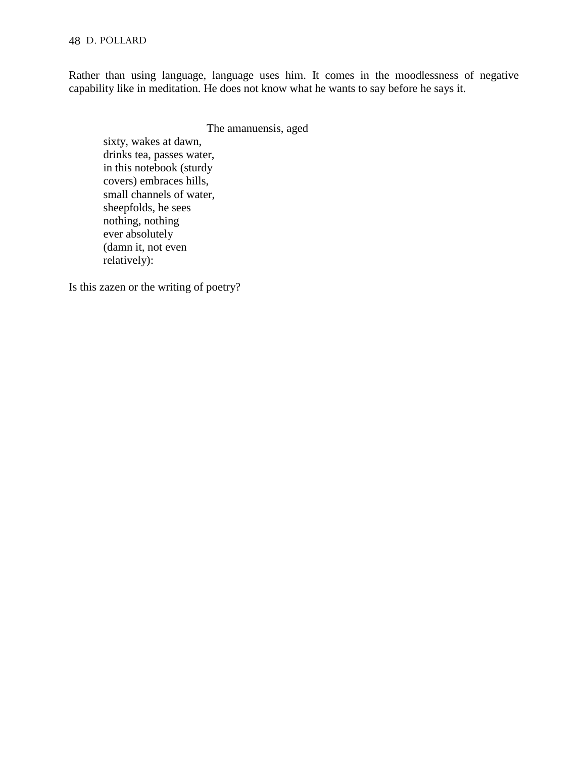Rather than using language, language uses him. It comes in the moodlessness of negative capability like in meditation. He does not know what he wants to say before he says it.

> The amanuensis, aged  
> sixty, wakes at dawn,  
> drinks tea, passes water,  
> in this notebook (sturdy  
> covers) embraces hills,  
> small channels of water,  
> sheepfolds, he sees  
> nothing, nothing  
> ever absolutely  
> (damn it, not even  
> relatively):

Is this zazen or the writing of poetry?